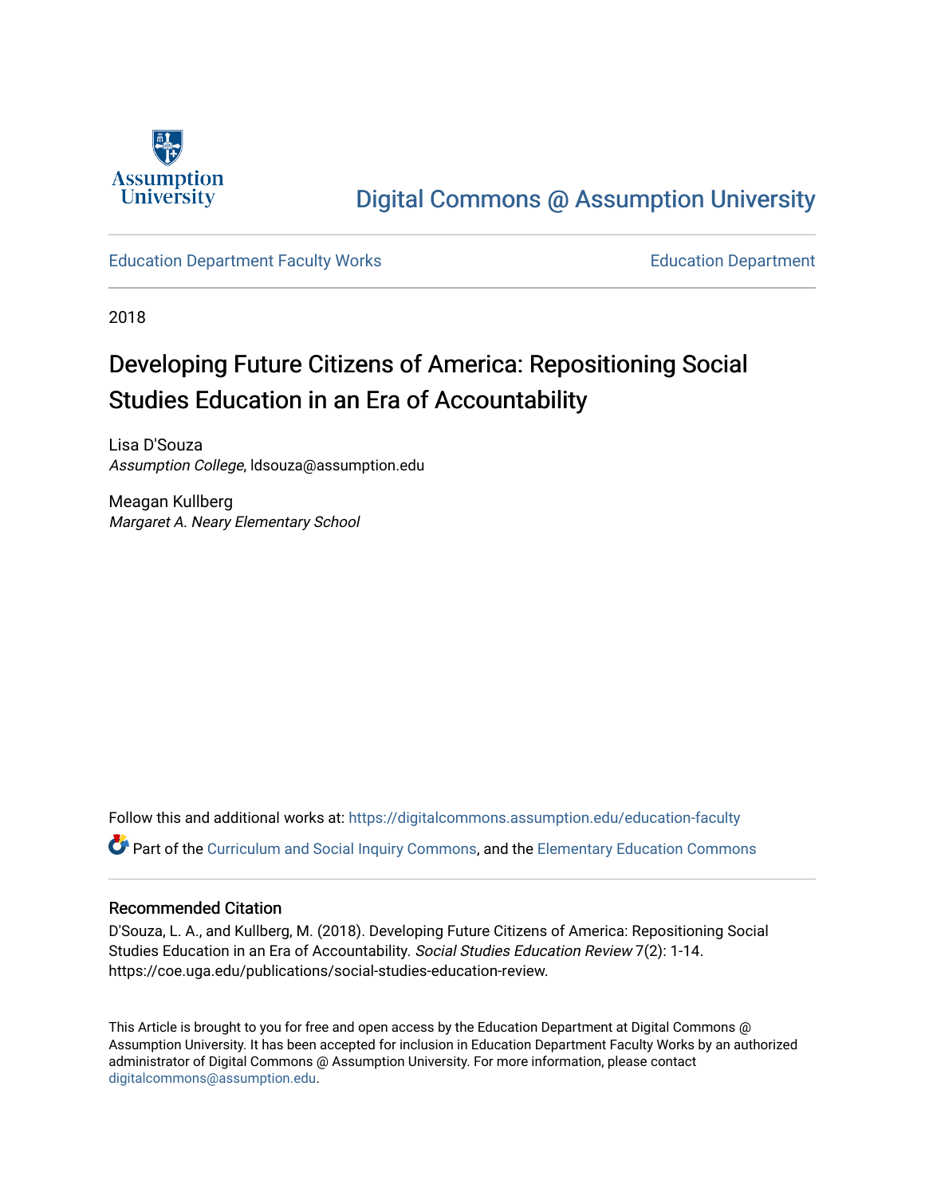Digital Commons @ Assumption University

Education Department Faculty Works

Education Department

2018

# Developing Future Citizens of America: Repositioning Social Studies Education in an Era of Accountability

Lisa D'Souza
*Assumption College*, ldsouza@assumption.edu

Meagan Kullberg
*Margaret A. Neary Elementary School*

Follow this and additional works at: https://digitalcommons.assumption.edu/education-faculty

Part of the Curriculum and Social Inquiry Commons, and the Elementary Education Commons

## Recommended Citation

D'Souza, L. A., and Kullberg, M. (2018). Developing Future Citizens of America: Repositioning Social Studies Education in an Era of Accountability. *Social Studies Education Review* 7(2): 1-14. https://coe.uga.edu/publications/social-studies-education-review.

This Article is brought to you for free and open access by the Education Department at Digital Commons @ Assumption University. It has been accepted for inclusion in Education Department Faculty Works by an authorized administrator of Digital Commons @ Assumption University. For more information, please contact digitalcommons@assumption.edu.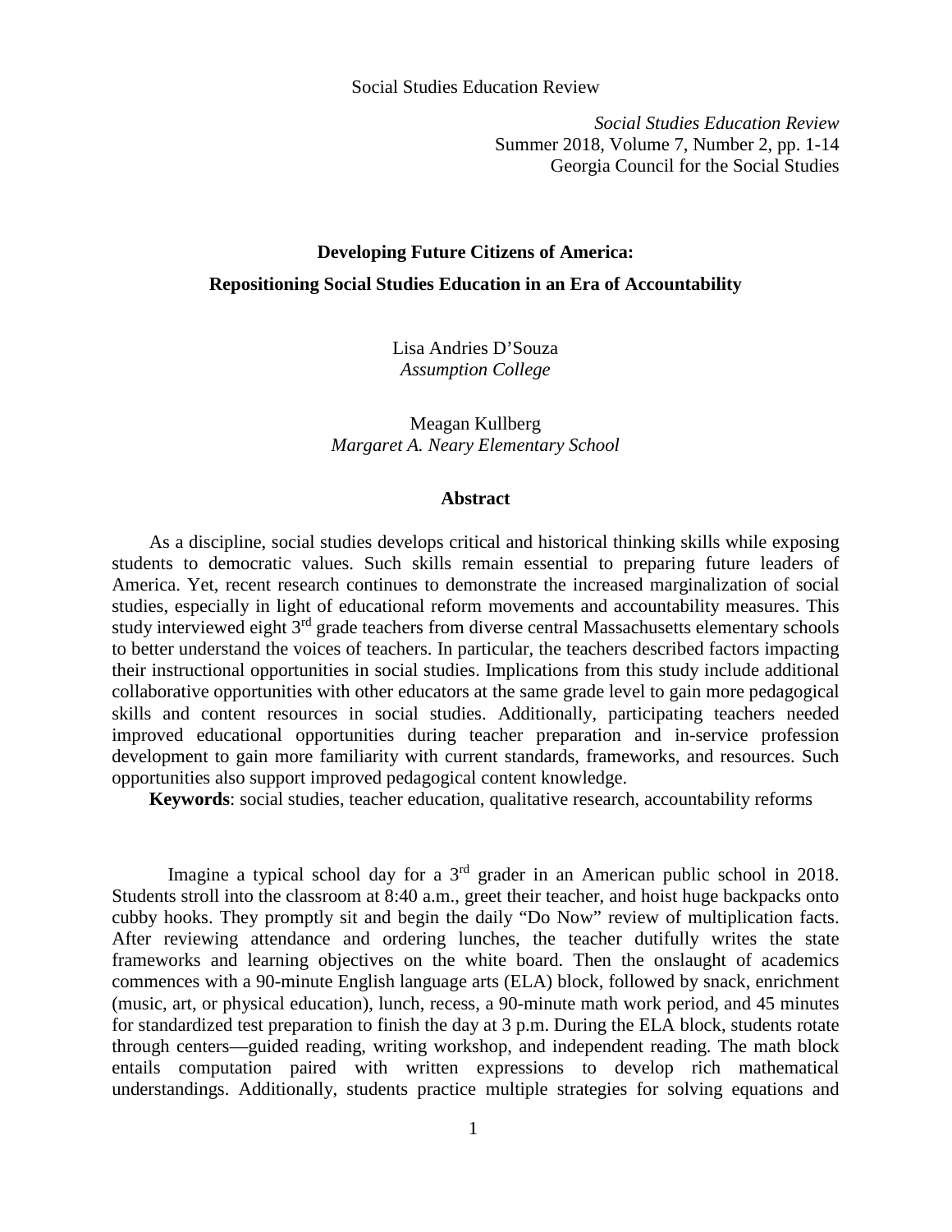*Social Studies Education Review*
Summer 2018, Volume 7, Number 2, pp. 1-14
Georgia Council for the Social Studies

## Developing Future Citizens of America: Repositioning Social Studies Education in an Era of Accountability

Lisa Andries D'Souza
*Assumption College*

Meagan Kullberg
*Margaret A. Neary Elementary School*

### Abstract

As a discipline, social studies develops critical and historical thinking skills while exposing students to democratic values. Such skills remain essential to preparing future leaders of America. Yet, recent research continues to demonstrate the increased marginalization of social studies, especially in light of educational reform movements and accountability measures. This study interviewed eight 3rd grade teachers from diverse central Massachusetts elementary schools to better understand the voices of teachers. In particular, the teachers described factors impacting their instructional opportunities in social studies. Implications from this study include additional collaborative opportunities with other educators at the same grade level to gain more pedagogical skills and content resources in social studies. Additionally, participating teachers needed improved educational opportunities during teacher preparation and in-service profession development to gain more familiarity with current standards, frameworks, and resources. Such opportunities also support improved pedagogical content knowledge.

**Keywords**: social studies, teacher education, qualitative research, accountability reforms

Imagine a typical school day for a 3rd grader in an American public school in 2018. Students stroll into the classroom at 8:40 a.m., greet their teacher, and hoist huge backpacks onto cubby hooks. They promptly sit and begin the daily "Do Now" review of multiplication facts. After reviewing attendance and ordering lunches, the teacher dutifully writes the state frameworks and learning objectives on the white board. Then the onslaught of academics commences with a 90-minute English language arts (ELA) block, followed by snack, enrichment (music, art, or physical education), lunch, recess, a 90-minute math work period, and 45 minutes for standardized test preparation to finish the day at 3 p.m. During the ELA block, students rotate through centers—guided reading, writing workshop, and independent reading. The math block entails computation paired with written expressions to develop rich mathematical understandings. Additionally, students practice multiple strategies for solving equations and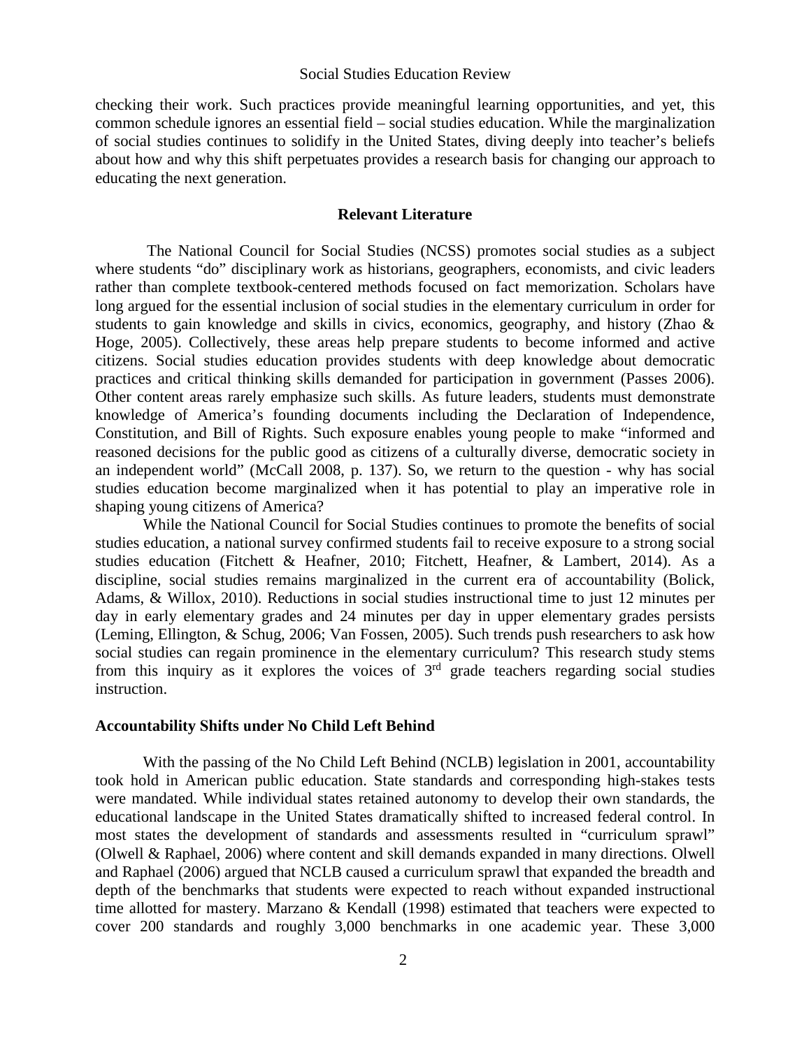checking their work. Such practices provide meaningful learning opportunities, and yet, this common schedule ignores an essential field – social studies education. While the marginalization of social studies continues to solidify in the United States, diving deeply into teacher's beliefs about how and why this shift perpetuates provides a research basis for changing our approach to educating the next generation.

## Relevant Literature

The National Council for Social Studies (NCSS) promotes social studies as a subject where students "do" disciplinary work as historians, geographers, economists, and civic leaders rather than complete textbook-centered methods focused on fact memorization. Scholars have long argued for the essential inclusion of social studies in the elementary curriculum in order for students to gain knowledge and skills in civics, economics, geography, and history (Zhao & Hoge, 2005). Collectively, these areas help prepare students to become informed and active citizens. Social studies education provides students with deep knowledge about democratic practices and critical thinking skills demanded for participation in government (Passes 2006). Other content areas rarely emphasize such skills. As future leaders, students must demonstrate knowledge of America's founding documents including the Declaration of Independence, Constitution, and Bill of Rights. Such exposure enables young people to make "informed and reasoned decisions for the public good as citizens of a culturally diverse, democratic society in an independent world" (McCall 2008, p. 137). So, we return to the question - why has social studies education become marginalized when it has potential to play an imperative role in shaping young citizens of America?

While the National Council for Social Studies continues to promote the benefits of social studies education, a national survey confirmed students fail to receive exposure to a strong social studies education (Fitchett & Heafner, 2010; Fitchett, Heafner, & Lambert, 2014). As a discipline, social studies remains marginalized in the current era of accountability (Bolick, Adams, & Willox, 2010). Reductions in social studies instructional time to just 12 minutes per day in early elementary grades and 24 minutes per day in upper elementary grades persists (Leming, Ellington, & Schug, 2006; Van Fossen, 2005). Such trends push researchers to ask how social studies can regain prominence in the elementary curriculum? This research study stems from this inquiry as it explores the voices of 3rd grade teachers regarding social studies instruction.

### Accountability Shifts under No Child Left Behind

With the passing of the No Child Left Behind (NCLB) legislation in 2001, accountability took hold in American public education. State standards and corresponding high-stakes tests were mandated. While individual states retained autonomy to develop their own standards, the educational landscape in the United States dramatically shifted to increased federal control. In most states the development of standards and assessments resulted in "curriculum sprawl" (Olwell & Raphael, 2006) where content and skill demands expanded in many directions. Olwell and Raphael (2006) argued that NCLB caused a curriculum sprawl that expanded the breadth and depth of the benchmarks that students were expected to reach without expanded instructional time allotted for mastery. Marzano & Kendall (1998) estimated that teachers were expected to cover 200 standards and roughly 3,000 benchmarks in one academic year. These 3,000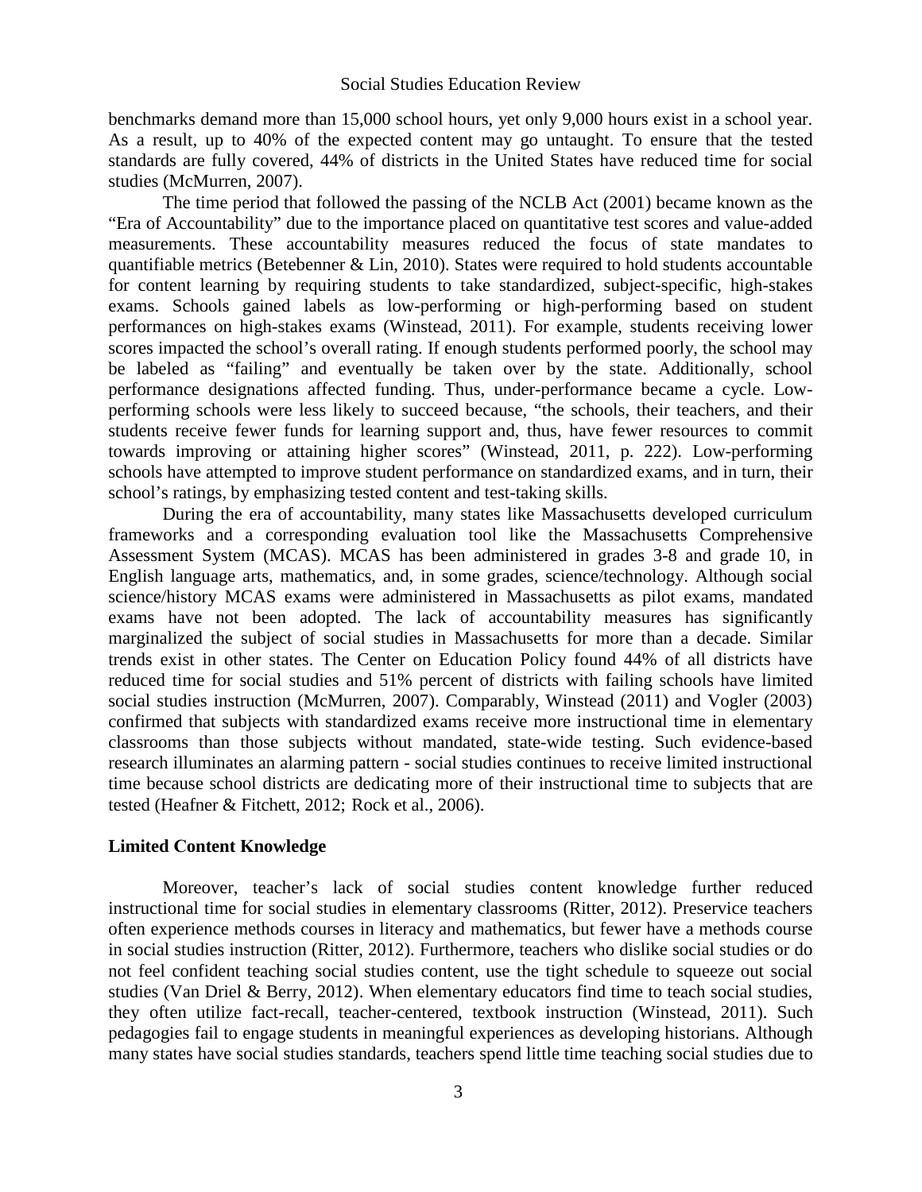benchmarks demand more than 15,000 school hours, yet only 9,000 hours exist in a school year. As a result, up to 40% of the expected content may go untaught. To ensure that the tested standards are fully covered, 44% of districts in the United States have reduced time for social studies (McMurren, 2007).

The time period that followed the passing of the NCLB Act (2001) became known as the "Era of Accountability" due to the importance placed on quantitative test scores and value-added measurements. These accountability measures reduced the focus of state mandates to quantifiable metrics (Betebenner & Lin, 2010). States were required to hold students accountable for content learning by requiring students to take standardized, subject-specific, high-stakes exams. Schools gained labels as low-performing or high-performing based on student performances on high-stakes exams (Winstead, 2011). For example, students receiving lower scores impacted the school's overall rating. If enough students performed poorly, the school may be labeled as "failing" and eventually be taken over by the state. Additionally, school performance designations affected funding. Thus, under-performance became a cycle. Low-performing schools were less likely to succeed because, "the schools, their teachers, and their students receive fewer funds for learning support and, thus, have fewer resources to commit towards improving or attaining higher scores" (Winstead, 2011, p. 222). Low-performing schools have attempted to improve student performance on standardized exams, and in turn, their school's ratings, by emphasizing tested content and test-taking skills.

During the era of accountability, many states like Massachusetts developed curriculum frameworks and a corresponding evaluation tool like the Massachusetts Comprehensive Assessment System (MCAS). MCAS has been administered in grades 3-8 and grade 10, in English language arts, mathematics, and, in some grades, science/technology. Although social science/history MCAS exams were administered in Massachusetts as pilot exams, mandated exams have not been adopted. The lack of accountability measures has significantly marginalized the subject of social studies in Massachusetts for more than a decade. Similar trends exist in other states. The Center on Education Policy found 44% of all districts have reduced time for social studies and 51% percent of districts with failing schools have limited social studies instruction (McMurren, 2007). Comparably, Winstead (2011) and Vogler (2003) confirmed that subjects with standardized exams receive more instructional time in elementary classrooms than those subjects without mandated, state-wide testing. Such evidence-based research illuminates an alarming pattern - social studies continues to receive limited instructional time because school districts are dedicating more of their instructional time to subjects that are tested (Heafner & Fitchett, 2012; Rock et al., 2006).

**Limited Content Knowledge**

Moreover, teacher's lack of social studies content knowledge further reduced instructional time for social studies in elementary classrooms (Ritter, 2012). Preservice teachers often experience methods courses in literacy and mathematics, but fewer have a methods course in social studies instruction (Ritter, 2012). Furthermore, teachers who dislike social studies or do not feel confident teaching social studies content, use the tight schedule to squeeze out social studies (Van Driel & Berry, 2012). When elementary educators find time to teach social studies, they often utilize fact-recall, teacher-centered, textbook instruction (Winstead, 2011). Such pedagogies fail to engage students in meaningful experiences as developing historians. Although many states have social studies standards, teachers spend little time teaching social studies due to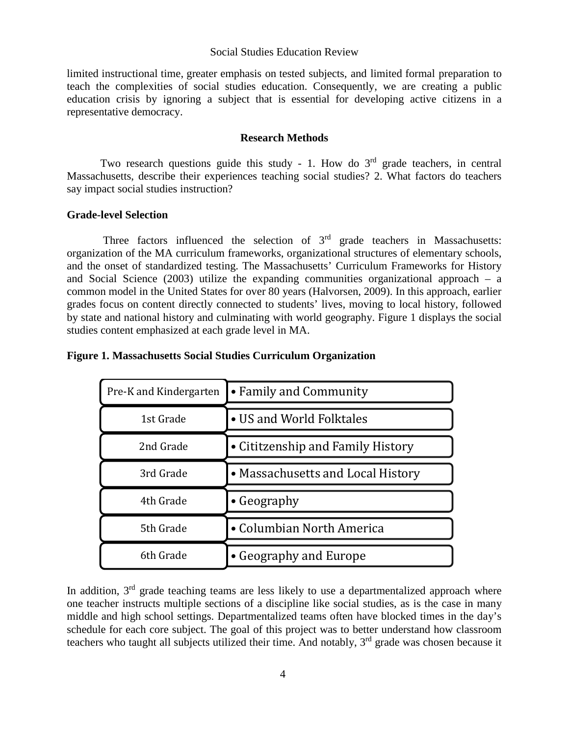limited instructional time, greater emphasis on tested subjects, and limited formal preparation to teach the complexities of social studies education. Consequently, we are creating a public education crisis by ignoring a subject that is essential for developing active citizens in a representative democracy.

## Research Methods

Two research questions guide this study - 1. How do 3rd grade teachers, in central Massachusetts, describe their experiences teaching social studies? 2. What factors do teachers say impact social studies instruction?

### Grade-level Selection

Three factors influenced the selection of 3rd grade teachers in Massachusetts: organization of the MA curriculum frameworks, organizational structures of elementary schools, and the onset of standardized testing. The Massachusetts' Curriculum Frameworks for History and Social Science (2003) utilize the expanding communities organizational approach – a common model in the United States for over 80 years (Halvorsen, 2009). In this approach, earlier grades focus on content directly connected to students' lives, moving to local history, followed by state and national history and culminating with world geography. Figure 1 displays the social studies content emphasized at each grade level in MA.

**Figure 1. Massachusetts Social Studies Curriculum Organization**

| Grade | Content |
| --- | --- |
| Pre-K and Kindergarten | • Family and Community |
| 1st Grade | • US and World Folktales |
| 2nd Grade | • Cititzenship and Family History |
| 3rd Grade | • Massachusetts and Local History |
| 4th Grade | • Geography |
| 5th Grade | • Columbian North America |
| 6th Grade | • Geography and Europe |

In addition, 3rd grade teaching teams are less likely to use a departmentalized approach where one teacher instructs multiple sections of a discipline like social studies, as is the case in many middle and high school settings. Departmentalized teams often have blocked times in the day's schedule for each core subject. The goal of this project was to better understand how classroom teachers who taught all subjects utilized their time. And notably, 3rd grade was chosen because it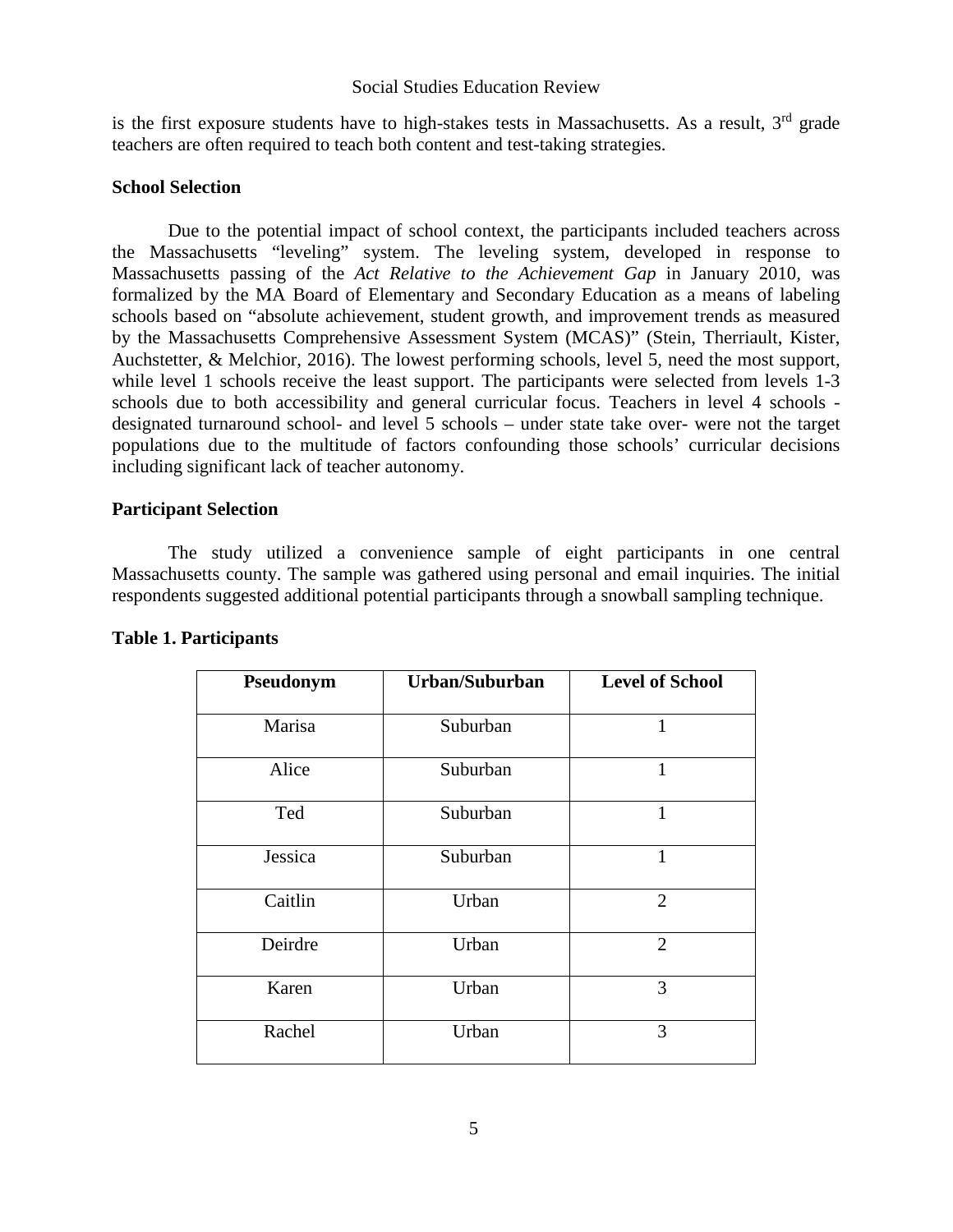is the first exposure students have to high-stakes tests in Massachusetts. As a result, 3rd grade teachers are often required to teach both content and test-taking strategies.

**School Selection**

Due to the potential impact of school context, the participants included teachers across the Massachusetts "leveling" system. The leveling system, developed in response to Massachusetts passing of the *Act Relative to the Achievement Gap* in January 2010, was formalized by the MA Board of Elementary and Secondary Education as a means of labeling schools based on "absolute achievement, student growth, and improvement trends as measured by the Massachusetts Comprehensive Assessment System (MCAS)" (Stein, Therriault, Kister, Auchstetter, & Melchior, 2016). The lowest performing schools, level 5, need the most support, while level 1 schools receive the least support. The participants were selected from levels 1-3 schools due to both accessibility and general curricular focus. Teachers in level 4 schools - designated turnaround school- and level 5 schools – under state take over- were not the target populations due to the multitude of factors confounding those schools' curricular decisions including significant lack of teacher autonomy.

**Participant Selection**

The study utilized a convenience sample of eight participants in one central Massachusetts county. The sample was gathered using personal and email inquiries. The initial respondents suggested additional potential participants through a snowball sampling technique.

**Table 1. Participants**

| Pseudonym | Urban/Suburban | Level of School |
|---|---|---|
| Marisa | Suburban | 1 |
| Alice | Suburban | 1 |
| Ted | Suburban | 1 |
| Jessica | Suburban | 1 |
| Caitlin | Urban | 2 |
| Deirdre | Urban | 2 |
| Karen | Urban | 3 |
| Rachel | Urban | 3 |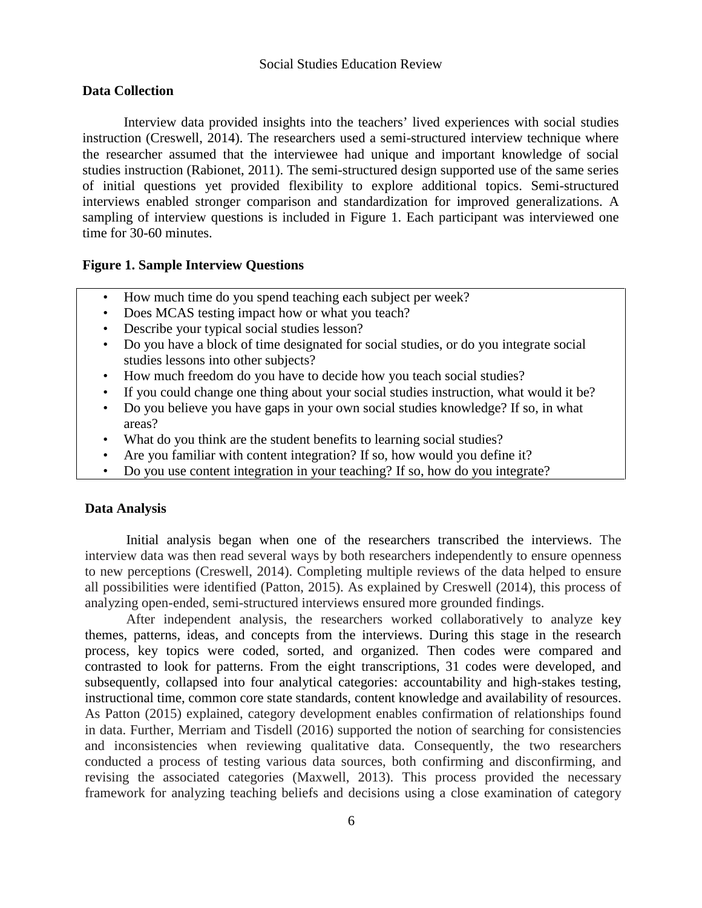## Data Collection

Interview data provided insights into the teachers' lived experiences with social studies instruction (Creswell, 2014). The researchers used a semi-structured interview technique where the researcher assumed that the interviewee had unique and important knowledge of social studies instruction (Rabionet, 2011). The semi-structured design supported use of the same series of initial questions yet provided flexibility to explore additional topics. Semi-structured interviews enabled stronger comparison and standardization for improved generalizations. A sampling of interview questions is included in Figure 1. Each participant was interviewed one time for 30-60 minutes.

**Figure 1. Sample Interview Questions**

- How much time do you spend teaching each subject per week?
- Does MCAS testing impact how or what you teach?
- Describe your typical social studies lesson?
- Do you have a block of time designated for social studies, or do you integrate social studies lessons into other subjects?
- How much freedom do you have to decide how you teach social studies?
- If you could change one thing about your social studies instruction, what would it be?
- Do you believe you have gaps in your own social studies knowledge? If so, in what areas?
- What do you think are the student benefits to learning social studies?
- Are you familiar with content integration? If so, how would you define it?
- Do you use content integration in your teaching? If so, how do you integrate?

## Data Analysis

Initial analysis began when one of the researchers transcribed the interviews. The interview data was then read several ways by both researchers independently to ensure openness to new perceptions (Creswell, 2014). Completing multiple reviews of the data helped to ensure all possibilities were identified (Patton, 2015). As explained by Creswell (2014), this process of analyzing open-ended, semi-structured interviews ensured more grounded findings.

After independent analysis, the researchers worked collaboratively to analyze key themes, patterns, ideas, and concepts from the interviews. During this stage in the research process, key topics were coded, sorted, and organized. Then codes were compared and contrasted to look for patterns. From the eight transcriptions, 31 codes were developed, and subsequently, collapsed into four analytical categories: accountability and high-stakes testing, instructional time, common core state standards, content knowledge and availability of resources. As Patton (2015) explained, category development enables confirmation of relationships found in data. Further, Merriam and Tisdell (2016) supported the notion of searching for consistencies and inconsistencies when reviewing qualitative data. Consequently, the two researchers conducted a process of testing various data sources, both confirming and disconfirming, and revising the associated categories (Maxwell, 2013). This process provided the necessary framework for analyzing teaching beliefs and decisions using a close examination of category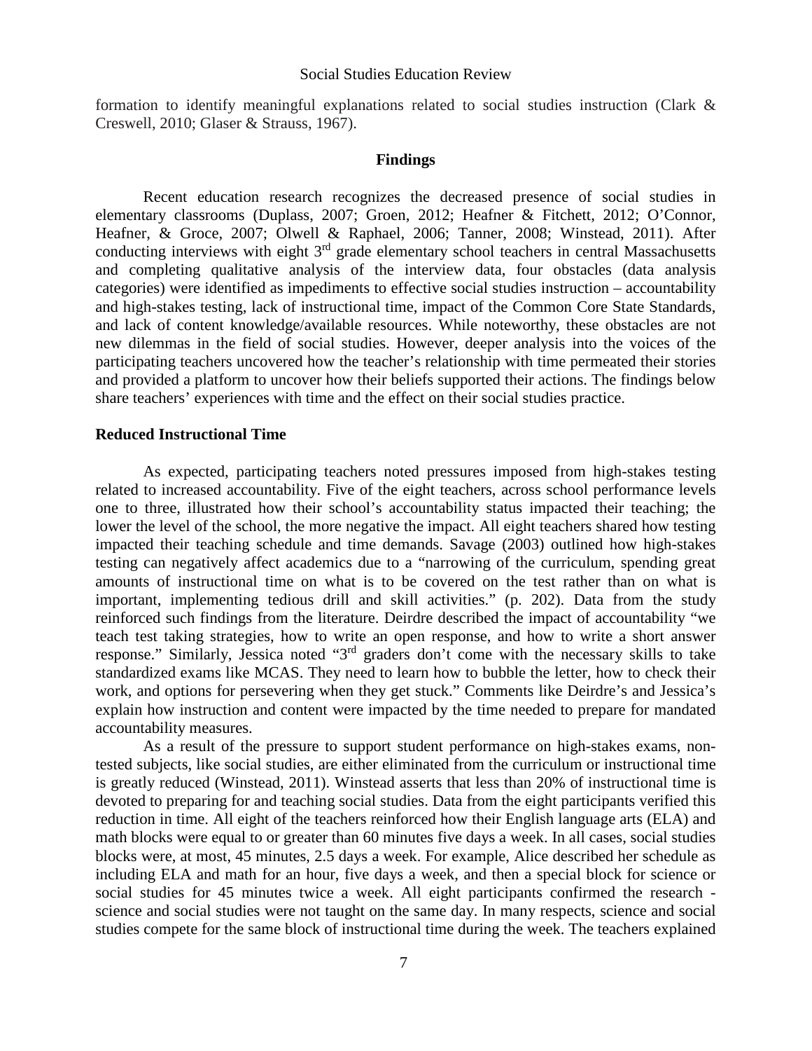formation to identify meaningful explanations related to social studies instruction (Clark & Creswell, 2010; Glaser & Strauss, 1967).

## Findings

Recent education research recognizes the decreased presence of social studies in elementary classrooms (Duplass, 2007; Groen, 2012; Heafner & Fitchett, 2012; O'Connor, Heafner, & Groce, 2007; Olwell & Raphael, 2006; Tanner, 2008; Winstead, 2011). After conducting interviews with eight 3rd grade elementary school teachers in central Massachusetts and completing qualitative analysis of the interview data, four obstacles (data analysis categories) were identified as impediments to effective social studies instruction – accountability and high-stakes testing, lack of instructional time, impact of the Common Core State Standards, and lack of content knowledge/available resources. While noteworthy, these obstacles are not new dilemmas in the field of social studies. However, deeper analysis into the voices of the participating teachers uncovered how the teacher's relationship with time permeated their stories and provided a platform to uncover how their beliefs supported their actions. The findings below share teachers' experiences with time and the effect on their social studies practice.

### Reduced Instructional Time

As expected, participating teachers noted pressures imposed from high-stakes testing related to increased accountability. Five of the eight teachers, across school performance levels one to three, illustrated how their school's accountability status impacted their teaching; the lower the level of the school, the more negative the impact. All eight teachers shared how testing impacted their teaching schedule and time demands. Savage (2003) outlined how high-stakes testing can negatively affect academics due to a "narrowing of the curriculum, spending great amounts of instructional time on what is to be covered on the test rather than on what is important, implementing tedious drill and skill activities." (p. 202). Data from the study reinforced such findings from the literature. Deirdre described the impact of accountability "we teach test taking strategies, how to write an open response, and how to write a short answer response." Similarly, Jessica noted "3rd graders don't come with the necessary skills to take standardized exams like MCAS. They need to learn how to bubble the letter, how to check their work, and options for persevering when they get stuck." Comments like Deirdre's and Jessica's explain how instruction and content were impacted by the time needed to prepare for mandated accountability measures.

As a result of the pressure to support student performance on high-stakes exams, non-tested subjects, like social studies, are either eliminated from the curriculum or instructional time is greatly reduced (Winstead, 2011). Winstead asserts that less than 20% of instructional time is devoted to preparing for and teaching social studies. Data from the eight participants verified this reduction in time. All eight of the teachers reinforced how their English language arts (ELA) and math blocks were equal to or greater than 60 minutes five days a week. In all cases, social studies blocks were, at most, 45 minutes, 2.5 days a week. For example, Alice described her schedule as including ELA and math for an hour, five days a week, and then a special block for science or social studies for 45 minutes twice a week. All eight participants confirmed the research - science and social studies were not taught on the same day. In many respects, science and social studies compete for the same block of instructional time during the week. The teachers explained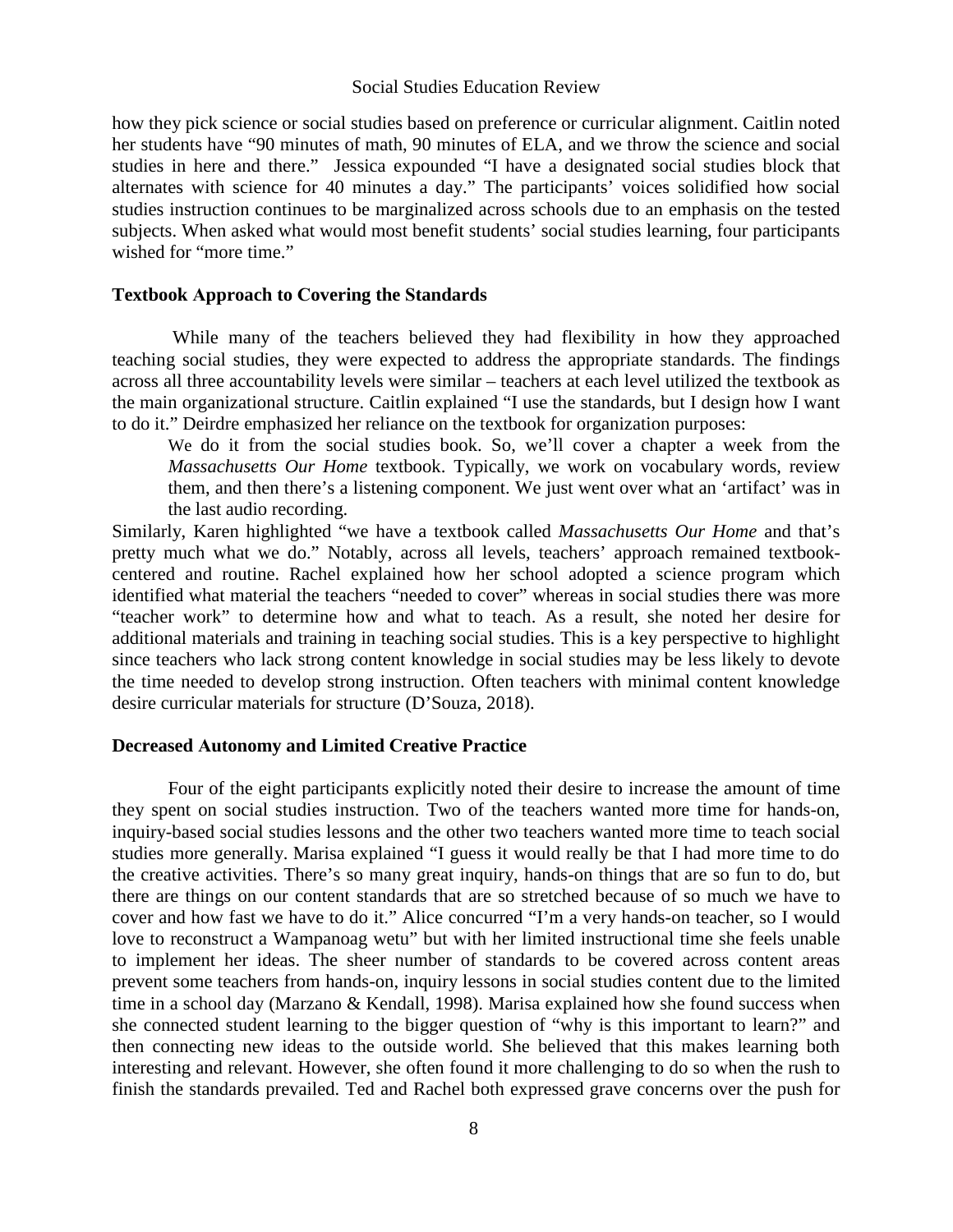how they pick science or social studies based on preference or curricular alignment. Caitlin noted her students have "90 minutes of math, 90 minutes of ELA, and we throw the science and social studies in here and there." Jessica expounded "I have a designated social studies block that alternates with science for 40 minutes a day." The participants' voices solidified how social studies instruction continues to be marginalized across schools due to an emphasis on the tested subjects. When asked what would most benefit students' social studies learning, four participants wished for "more time."

### Textbook Approach to Covering the Standards

While many of the teachers believed they had flexibility in how they approached teaching social studies, they were expected to address the appropriate standards. The findings across all three accountability levels were similar – teachers at each level utilized the textbook as the main organizational structure. Caitlin explained "I use the standards, but I design how I want to do it." Deirdre emphasized her reliance on the textbook for organization purposes:

> We do it from the social studies book. So, we'll cover a chapter a week from the *Massachusetts Our Home* textbook. Typically, we work on vocabulary words, review them, and then there's a listening component. We just went over what an 'artifact' was in the last audio recording.

Similarly, Karen highlighted "we have a textbook called *Massachusetts Our Home* and that's pretty much what we do." Notably, across all levels, teachers' approach remained textbook-centered and routine. Rachel explained how her school adopted a science program which identified what material the teachers "needed to cover" whereas in social studies there was more "teacher work" to determine how and what to teach. As a result, she noted her desire for additional materials and training in teaching social studies. This is a key perspective to highlight since teachers who lack strong content knowledge in social studies may be less likely to devote the time needed to develop strong instruction. Often teachers with minimal content knowledge desire curricular materials for structure (D'Souza, 2018).

### Decreased Autonomy and Limited Creative Practice

Four of the eight participants explicitly noted their desire to increase the amount of time they spent on social studies instruction. Two of the teachers wanted more time for hands-on, inquiry-based social studies lessons and the other two teachers wanted more time to teach social studies more generally. Marisa explained "I guess it would really be that I had more time to do the creative activities. There's so many great inquiry, hands-on things that are so fun to do, but there are things on our content standards that are so stretched because of so much we have to cover and how fast we have to do it." Alice concurred "I'm a very hands-on teacher, so I would love to reconstruct a Wampanoag wetu" but with her limited instructional time she feels unable to implement her ideas. The sheer number of standards to be covered across content areas prevent some teachers from hands-on, inquiry lessons in social studies content due to the limited time in a school day (Marzano & Kendall, 1998). Marisa explained how she found success when she connected student learning to the bigger question of "why is this important to learn?" and then connecting new ideas to the outside world. She believed that this makes learning both interesting and relevant. However, she often found it more challenging to do so when the rush to finish the standards prevailed. Ted and Rachel both expressed grave concerns over the push for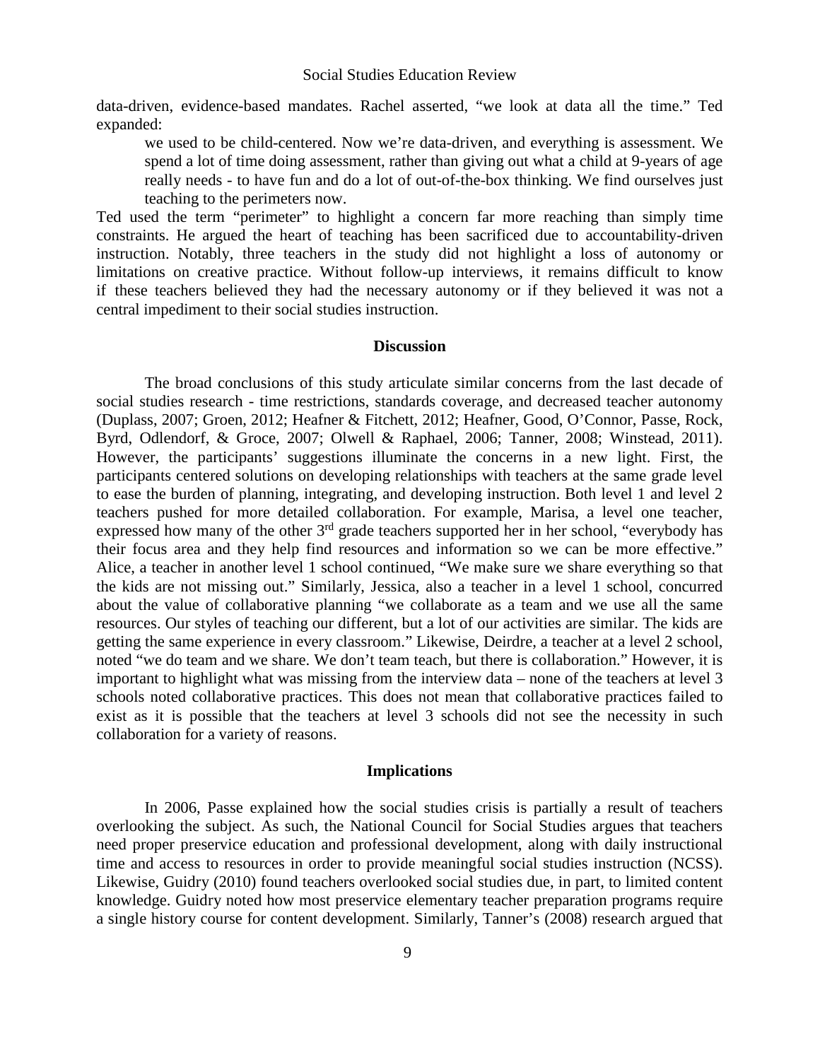data-driven, evidence-based mandates. Rachel asserted, "we look at data all the time." Ted expanded:

> we used to be child-centered. Now we're data-driven, and everything is assessment. We spend a lot of time doing assessment, rather than giving out what a child at 9-years of age really needs - to have fun and do a lot of out-of-the-box thinking. We find ourselves just teaching to the perimeters now.

Ted used the term "perimeter" to highlight a concern far more reaching than simply time constraints. He argued the heart of teaching has been sacrificed due to accountability-driven instruction. Notably, three teachers in the study did not highlight a loss of autonomy or limitations on creative practice. Without follow-up interviews, it remains difficult to know if these teachers believed they had the necessary autonomy or if they believed it was not a central impediment to their social studies instruction.

## Discussion

The broad conclusions of this study articulate similar concerns from the last decade of social studies research - time restrictions, standards coverage, and decreased teacher autonomy (Duplass, 2007; Groen, 2012; Heafner & Fitchett, 2012; Heafner, Good, O'Connor, Passe, Rock, Byrd, Odlendorf, & Groce, 2007; Olwell & Raphael, 2006; Tanner, 2008; Winstead, 2011). However, the participants' suggestions illuminate the concerns in a new light. First, the participants centered solutions on developing relationships with teachers at the same grade level to ease the burden of planning, integrating, and developing instruction. Both level 1 and level 2 teachers pushed for more detailed collaboration. For example, Marisa, a level one teacher, expressed how many of the other 3rd grade teachers supported her in her school, "everybody has their focus area and they help find resources and information so we can be more effective." Alice, a teacher in another level 1 school continued, "We make sure we share everything so that the kids are not missing out." Similarly, Jessica, also a teacher in a level 1 school, concurred about the value of collaborative planning "we collaborate as a team and we use all the same resources. Our styles of teaching our different, but a lot of our activities are similar. The kids are getting the same experience in every classroom." Likewise, Deirdre, a teacher at a level 2 school, noted "we do team and we share. We don't team teach, but there is collaboration." However, it is important to highlight what was missing from the interview data – none of the teachers at level 3 schools noted collaborative practices. This does not mean that collaborative practices failed to exist as it is possible that the teachers at level 3 schools did not see the necessity in such collaboration for a variety of reasons.

## Implications

In 2006, Passe explained how the social studies crisis is partially a result of teachers overlooking the subject. As such, the National Council for Social Studies argues that teachers need proper preservice education and professional development, along with daily instructional time and access to resources in order to provide meaningful social studies instruction (NCSS). Likewise, Guidry (2010) found teachers overlooked social studies due, in part, to limited content knowledge. Guidry noted how most preservice elementary teacher preparation programs require a single history course for content development. Similarly, Tanner's (2008) research argued that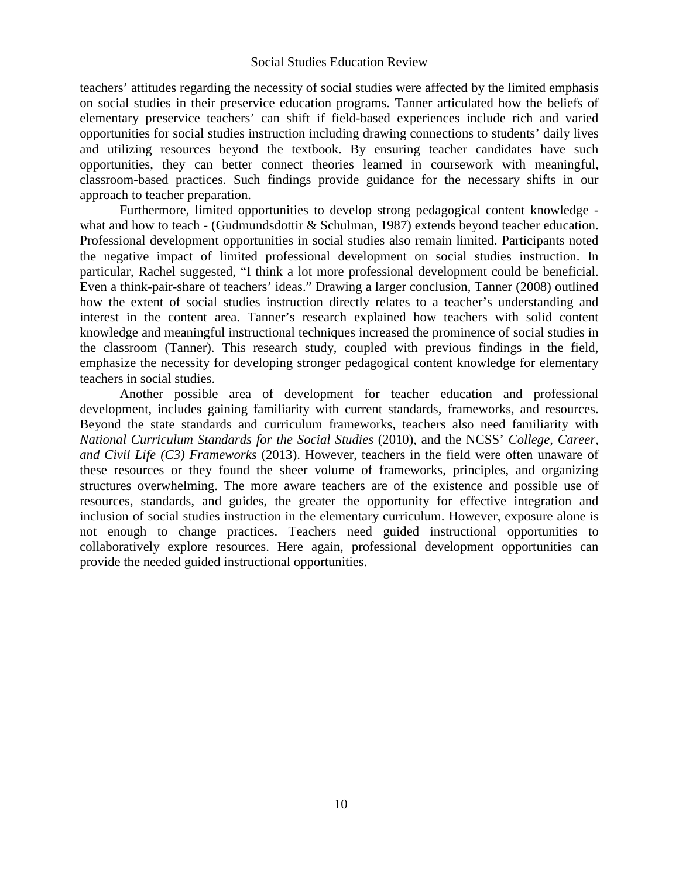teachers' attitudes regarding the necessity of social studies were affected by the limited emphasis on social studies in their preservice education programs. Tanner articulated how the beliefs of elementary preservice teachers' can shift if field-based experiences include rich and varied opportunities for social studies instruction including drawing connections to students' daily lives and utilizing resources beyond the textbook. By ensuring teacher candidates have such opportunities, they can better connect theories learned in coursework with meaningful, classroom-based practices. Such findings provide guidance for the necessary shifts in our approach to teacher preparation.

Furthermore, limited opportunities to develop strong pedagogical content knowledge - what and how to teach - (Gudmundsdottir & Schulman, 1987) extends beyond teacher education. Professional development opportunities in social studies also remain limited. Participants noted the negative impact of limited professional development on social studies instruction. In particular, Rachel suggested, "I think a lot more professional development could be beneficial. Even a think-pair-share of teachers' ideas." Drawing a larger conclusion, Tanner (2008) outlined how the extent of social studies instruction directly relates to a teacher's understanding and interest in the content area. Tanner's research explained how teachers with solid content knowledge and meaningful instructional techniques increased the prominence of social studies in the classroom (Tanner). This research study, coupled with previous findings in the field, emphasize the necessity for developing stronger pedagogical content knowledge for elementary teachers in social studies.

Another possible area of development for teacher education and professional development, includes gaining familiarity with current standards, frameworks, and resources. Beyond the state standards and curriculum frameworks, teachers also need familiarity with *National Curriculum Standards for the Social Studies* (2010), and the NCSS' *College, Career, and Civil Life (C3) Frameworks* (2013). However, teachers in the field were often unaware of these resources or they found the sheer volume of frameworks, principles, and organizing structures overwhelming. The more aware teachers are of the existence and possible use of resources, standards, and guides, the greater the opportunity for effective integration and inclusion of social studies instruction in the elementary curriculum. However, exposure alone is not enough to change practices. Teachers need guided instructional opportunities to collaboratively explore resources. Here again, professional development opportunities can provide the needed guided instructional opportunities.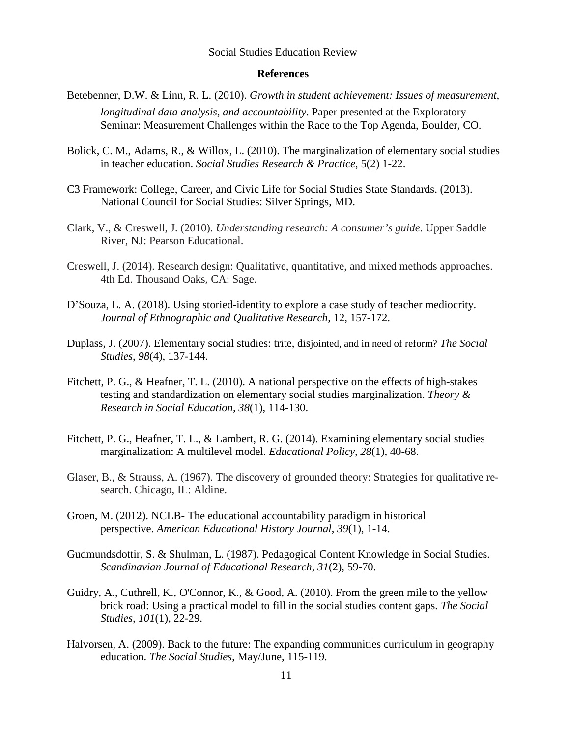## References

Betebenner, D.W. & Linn, R. L. (2010). *Growth in student achievement: Issues of measurement, longitudinal data analysis, and accountability*. Paper presented at the Exploratory Seminar: Measurement Challenges within the Race to the Top Agenda, Boulder, CO.

Bolick, C. M., Adams, R., & Willox, L. (2010). The marginalization of elementary social studies in teacher education. *Social Studies Research & Practice*, 5(2) 1-22.

C3 Framework: College, Career, and Civic Life for Social Studies State Standards. (2013). National Council for Social Studies: Silver Springs, MD.

Clark, V., & Creswell, J. (2010). *Understanding research: A consumer's guide*. Upper Saddle River, NJ: Pearson Educational.

Creswell, J. (2014). Research design: Qualitative, quantitative, and mixed methods approaches. 4th Ed. Thousand Oaks, CA: Sage.

D'Souza, L. A. (2018). Using storied-identity to explore a case study of teacher mediocrity. *Journal of Ethnographic and Qualitative Research*, 12, 157-172.

Duplass, J. (2007). Elementary social studies: trite, disjointed, and in need of reform? *The Social Studies*, *98*(4), 137-144.

Fitchett, P. G., & Heafner, T. L. (2010). A national perspective on the effects of high-stakes testing and standardization on elementary social studies marginalization. *Theory & Research in Social Education, 38*(1), 114-130.

Fitchett, P. G., Heafner, T. L., & Lambert, R. G. (2014). Examining elementary social studies marginalization: A multilevel model. *Educational Policy*, *28*(1), 40-68.

Glaser, B., & Strauss, A. (1967). The discovery of grounded theory: Strategies for qualitative research. Chicago, IL: Aldine.

Groen, M. (2012). NCLB- The educational accountability paradigm in historical perspective. *American Educational History Journal*, *39*(1), 1-14.

Gudmundsdottir, S. & Shulman, L. (1987). Pedagogical Content Knowledge in Social Studies. *Scandinavian Journal of Educational Research, 31*(2), 59-70.

Guidry, A., Cuthrell, K., O'Connor, K., & Good, A. (2010). From the green mile to the yellow brick road: Using a practical model to fill in the social studies content gaps. *The Social Studies, 101*(1), 22-29.

Halvorsen, A. (2009). Back to the future: The expanding communities curriculum in geography education. *The Social Studies*, May/June, 115-119.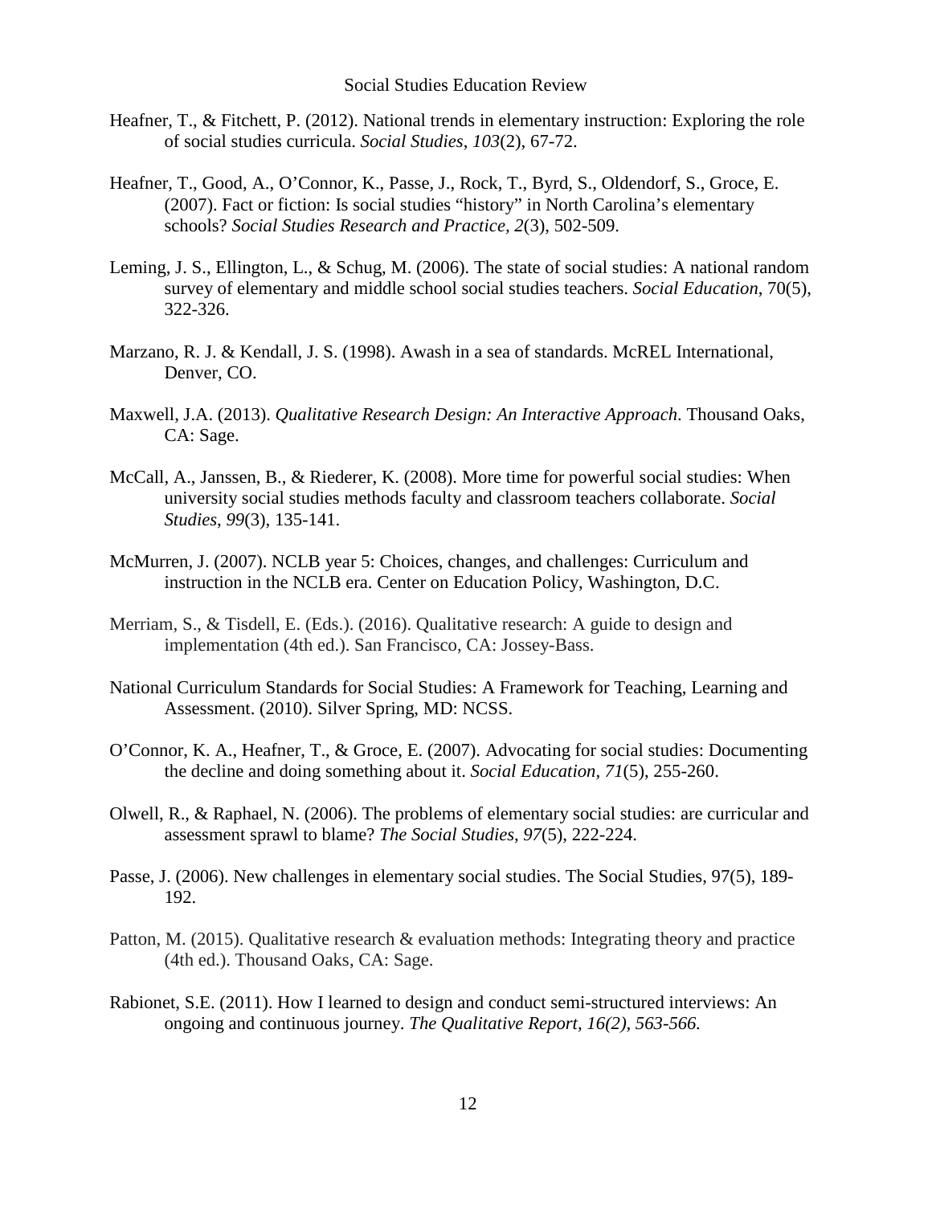Heafner, T., & Fitchett, P. (2012). National trends in elementary instruction: Exploring the role of social studies curricula. *Social Studies*, *103*(2), 67-72.

Heafner, T., Good, A., O'Connor, K., Passe, J., Rock, T., Byrd, S., Oldendorf, S., Groce, E. (2007). Fact or fiction: Is social studies "history" in North Carolina's elementary schools? *Social Studies Research and Practice*, *2*(3), 502-509.

Leming, J. S., Ellington, L., & Schug, M. (2006). The state of social studies: A national random survey of elementary and middle school social studies teachers. *Social Education*, 70(5), 322-326.

Marzano, R. J. & Kendall, J. S. (1998). Awash in a sea of standards. McREL International, Denver, CO.

Maxwell, J.A. (2013). *Qualitative Research Design: An Interactive Approach*. Thousand Oaks, CA: Sage.

McCall, A., Janssen, B., & Riederer, K. (2008). More time for powerful social studies: When university social studies methods faculty and classroom teachers collaborate. *Social Studies*, *99*(3), 135-141.

McMurren, J. (2007). NCLB year 5: Choices, changes, and challenges: Curriculum and instruction in the NCLB era. Center on Education Policy, Washington, D.C.

Merriam, S., & Tisdell, E. (Eds.). (2016). Qualitative research: A guide to design and implementation (4th ed.). San Francisco, CA: Jossey-Bass.

National Curriculum Standards for Social Studies: A Framework for Teaching, Learning and Assessment. (2010). Silver Spring, MD: NCSS.

O'Connor, K. A., Heafner, T., & Groce, E. (2007). Advocating for social studies: Documenting the decline and doing something about it. *Social Education*, *71*(5), 255-260.

Olwell, R., & Raphael, N. (2006). The problems of elementary social studies: are curricular and assessment sprawl to blame? *The Social Studies*, *97*(5), 222-224.

Passe, J. (2006). New challenges in elementary social studies. The Social Studies, 97(5), 189-192.

Patton, M. (2015). Qualitative research & evaluation methods: Integrating theory and practice (4th ed.). Thousand Oaks, CA: Sage.

Rabionet, S.E. (2011). How I learned to design and conduct semi-structured interviews: An ongoing and continuous journey. *The Qualitative Report, 16(2), 563-566.*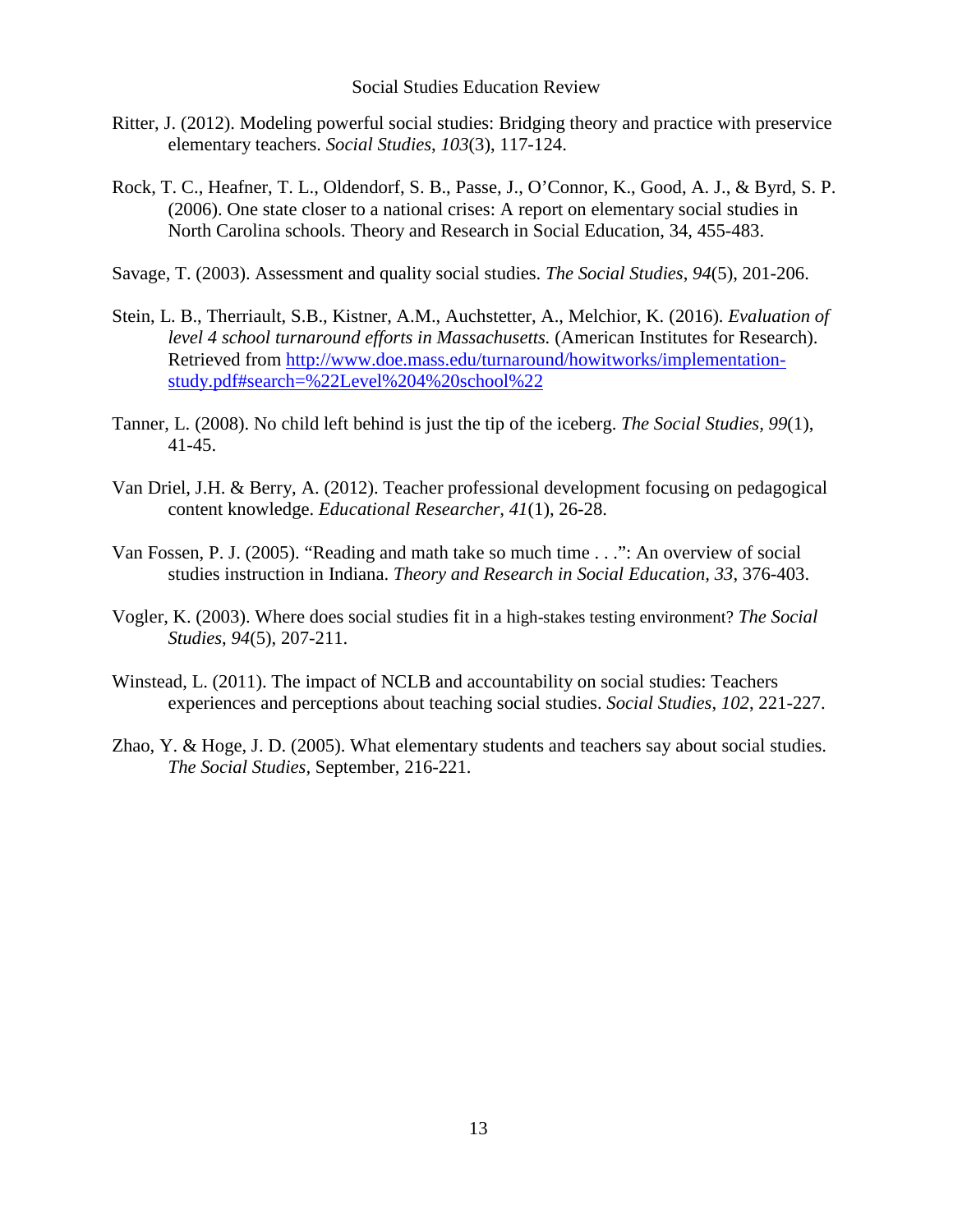Ritter, J. (2012). Modeling powerful social studies: Bridging theory and practice with preservice elementary teachers. *Social Studies*, *103*(3), 117-124.

Rock, T. C., Heafner, T. L., Oldendorf, S. B., Passe, J., O'Connor, K., Good, A. J., & Byrd, S. P. (2006). One state closer to a national crises: A report on elementary social studies in North Carolina schools. Theory and Research in Social Education, 34, 455-483.

Savage, T. (2003). Assessment and quality social studies. *The Social Studies*, *94*(5), 201-206.

Stein, L. B., Therriault, S.B., Kistner, A.M., Auchstetter, A., Melchior, K. (2016). *Evaluation of level 4 school turnaround efforts in Massachusetts.* (American Institutes for Research). Retrieved from http://www.doe.mass.edu/turnaround/howitworks/implementation-study.pdf#search=%22Level%204%20school%22

Tanner, L. (2008). No child left behind is just the tip of the iceberg. *The Social Studies*, *99*(1), 41-45.

Van Driel, J.H. & Berry, A. (2012). Teacher professional development focusing on pedagogical content knowledge. *Educational Researcher*, *41*(1), 26-28.

Van Fossen, P. J. (2005). "Reading and math take so much time . . .": An overview of social studies instruction in Indiana. *Theory and Research in Social Education, 33*, 376-403.

Vogler, K. (2003). Where does social studies fit in a high-stakes testing environment? *The Social Studies*, *94*(5), 207-211.

Winstead, L. (2011). The impact of NCLB and accountability on social studies: Teachers experiences and perceptions about teaching social studies. *Social Studies*, *102*, 221-227.

Zhao, Y. & Hoge, J. D. (2005). What elementary students and teachers say about social studies. *The Social Studies*, September, 216-221.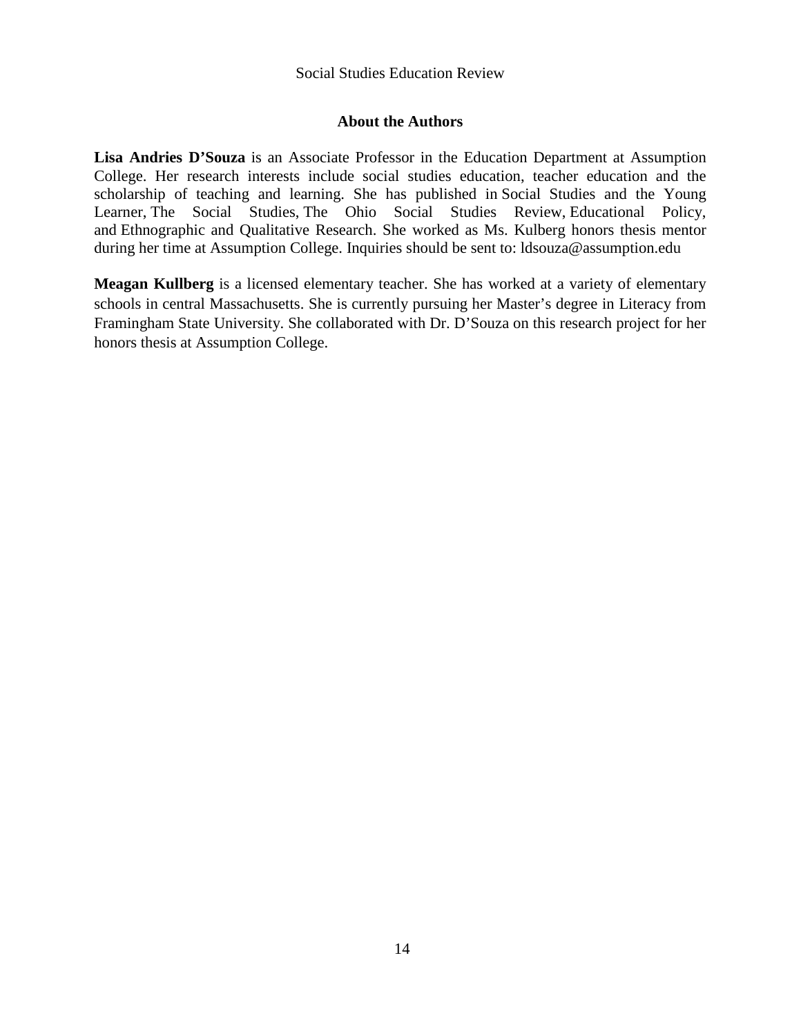## About the Authors

**Lisa Andries D'Souza** is an Associate Professor in the Education Department at Assumption College. Her research interests include social studies education, teacher education and the scholarship of teaching and learning. She has published in Social Studies and the Young Learner, The Social Studies, The Ohio Social Studies Review, Educational Policy, and Ethnographic and Qualitative Research. She worked as Ms. Kulberg honors thesis mentor during her time at Assumption College. Inquiries should be sent to: ldsouza@assumption.edu

**Meagan Kullberg** is a licensed elementary teacher. She has worked at a variety of elementary schools in central Massachusetts. She is currently pursuing her Master's degree in Literacy from Framingham State University. She collaborated with Dr. D'Souza on this research project for her honors thesis at Assumption College.